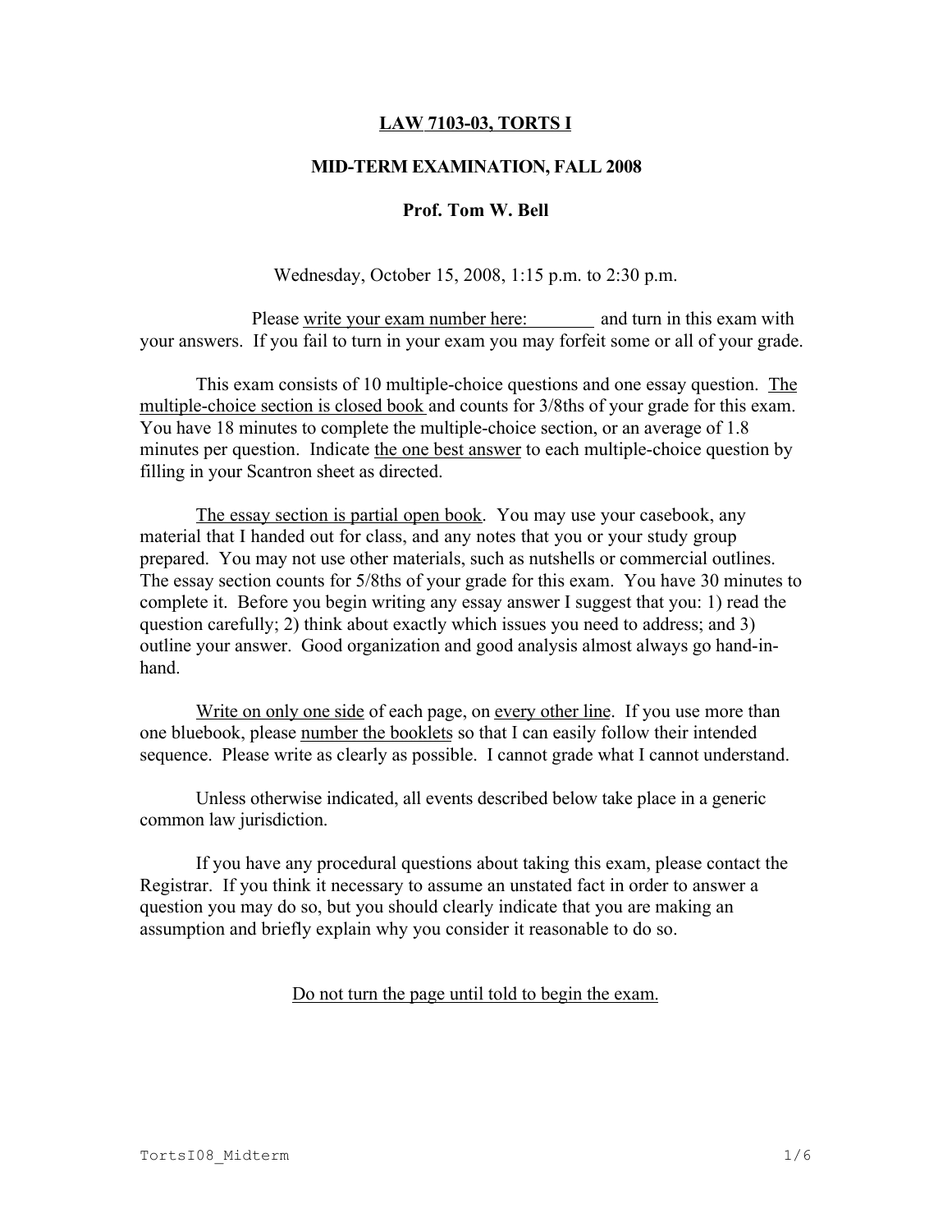**LAW 7103-03, TORTS I**

**MID-TERM EXAMINATION, FALL 2008**

**Prof. Tom W. Bell**

Wednesday, October 15, 2008, 1:15 p.m. to 2:30 p.m.

Please write your exam number here: ________ and turn in this exam with your answers. If you fail to turn in your exam you may forfeit some or all of your grade.

This exam consists of 10 multiple-choice questions and one essay question. The multiple-choice section is closed book and counts for 3/8ths of your grade for this exam. You have 18 minutes to complete the multiple-choice section, or an average of 1.8 minutes per question. Indicate the one best answer to each multiple-choice question by filling in your Scantron sheet as directed.

The essay section is partial open book. You may use your casebook, any material that I handed out for class, and any notes that you or your study group prepared. You may not use other materials, such as nutshells or commercial outlines. The essay section counts for 5/8ths of your grade for this exam. You have 30 minutes to complete it. Before you begin writing any essay answer I suggest that you: 1) read the question carefully; 2) think about exactly which issues you need to address; and 3) outline your answer. Good organization and good analysis almost always go hand-in-hand.

Write on only one side of each page, on every other line. If you use more than one bluebook, please number the booklets so that I can easily follow their intended sequence. Please write as clearly as possible. I cannot grade what I cannot understand.

Unless otherwise indicated, all events described below take place in a generic common law jurisdiction.

If you have any procedural questions about taking this exam, please contact the Registrar. If you think it necessary to assume an unstated fact in order to answer a question you may do so, but you should clearly indicate that you are making an assumption and briefly explain why you consider it reasonable to do so.

Do not turn the page until told to begin the exam.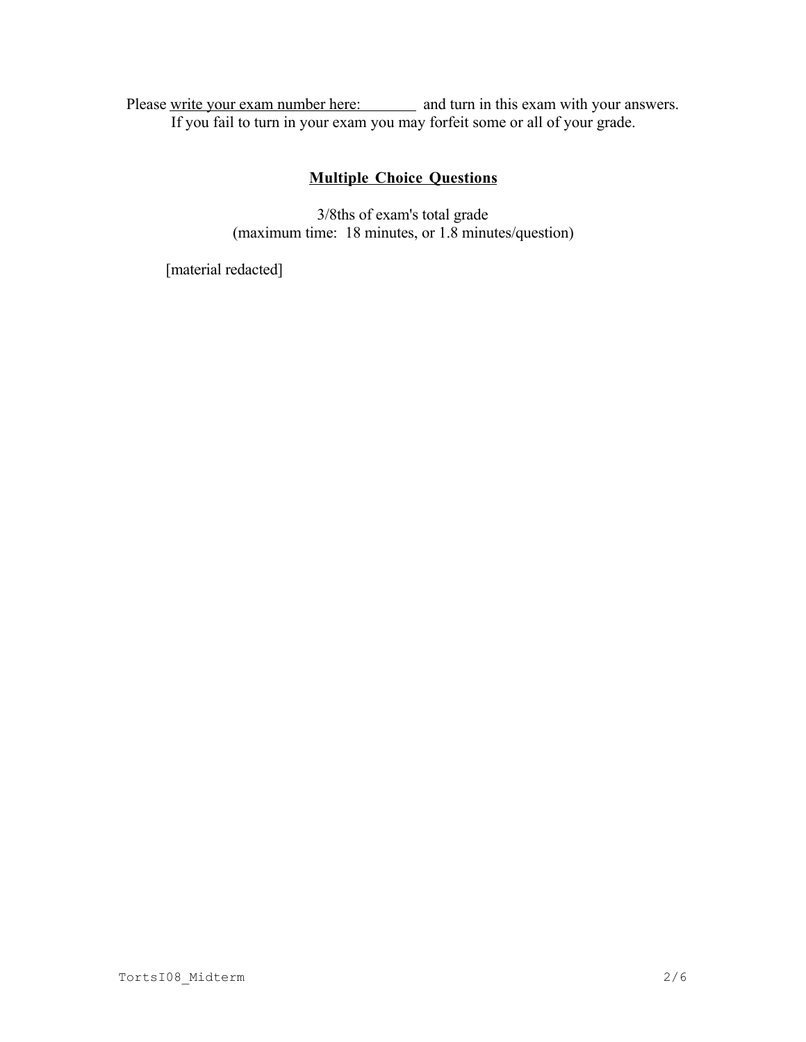Please write your exam number here: ________ and turn in this exam with your answers.
If you fail to turn in your exam you may forfeit some or all of your grade.

## Multiple Choice Questions

3/8ths of exam's total grade
(maximum time: 18 minutes, or 1.8 minutes/question)

[material redacted]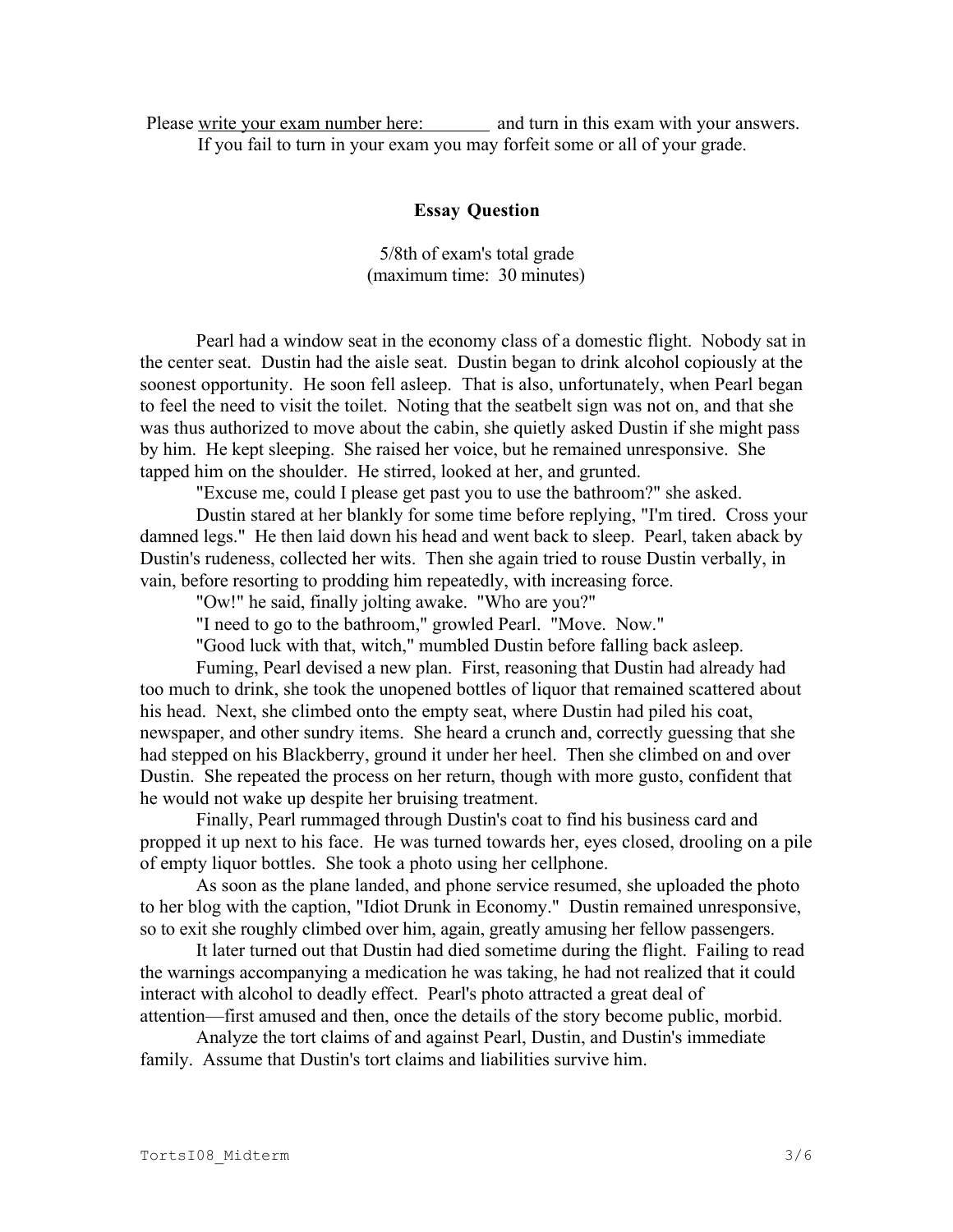Please <u>write your exam number here:         </u> and turn in this exam with your answers.
If you fail to turn in your exam you may forfeit some or all of your grade.

**Essay Question**

5/8th of exam's total grade
(maximum time: 30 minutes)

Pearl had a window seat in the economy class of a domestic flight. Nobody sat in the center seat. Dustin had the aisle seat. Dustin began to drink alcohol copiously at the soonest opportunity. He soon fell asleep. That is also, unfortunately, when Pearl began to feel the need to visit the toilet. Noting that the seatbelt sign was not on, and that she was thus authorized to move about the cabin, she quietly asked Dustin if she might pass by him. He kept sleeping. She raised her voice, but he remained unresponsive. She tapped him on the shoulder. He stirred, looked at her, and grunted.

"Excuse me, could I please get past you to use the bathroom?" she asked.

Dustin stared at her blankly for some time before replying, "I'm tired. Cross your damned legs." He then laid down his head and went back to sleep. Pearl, taken aback by Dustin's rudeness, collected her wits. Then she again tried to rouse Dustin verbally, in vain, before resorting to prodding him repeatedly, with increasing force.

"Ow!" he said, finally jolting awake. "Who are you?"

"I need to go to the bathroom," growled Pearl. "Move. Now."

"Good luck with that, witch," mumbled Dustin before falling back asleep.

Fuming, Pearl devised a new plan. First, reasoning that Dustin had already had too much to drink, she took the unopened bottles of liquor that remained scattered about his head. Next, she climbed onto the empty seat, where Dustin had piled his coat, newspaper, and other sundry items. She heard a crunch and, correctly guessing that she had stepped on his Blackberry, ground it under her heel. Then she climbed on and over Dustin. She repeated the process on her return, though with more gusto, confident that he would not wake up despite her bruising treatment.

Finally, Pearl rummaged through Dustin's coat to find his business card and propped it up next to his face. He was turned towards her, eyes closed, drooling on a pile of empty liquor bottles. She took a photo using her cellphone.

As soon as the plane landed, and phone service resumed, she uploaded the photo to her blog with the caption, "Idiot Drunk in Economy." Dustin remained unresponsive, so to exit she roughly climbed over him, again, greatly amusing her fellow passengers.

It later turned out that Dustin had died sometime during the flight. Failing to read the warnings accompanying a medication he was taking, he had not realized that it could interact with alcohol to deadly effect. Pearl's photo attracted a great deal of attention—first amused and then, once the details of the story become public, morbid.

Analyze the tort claims of and against Pearl, Dustin, and Dustin's immediate family. Assume that Dustin's tort claims and liabilities survive him.